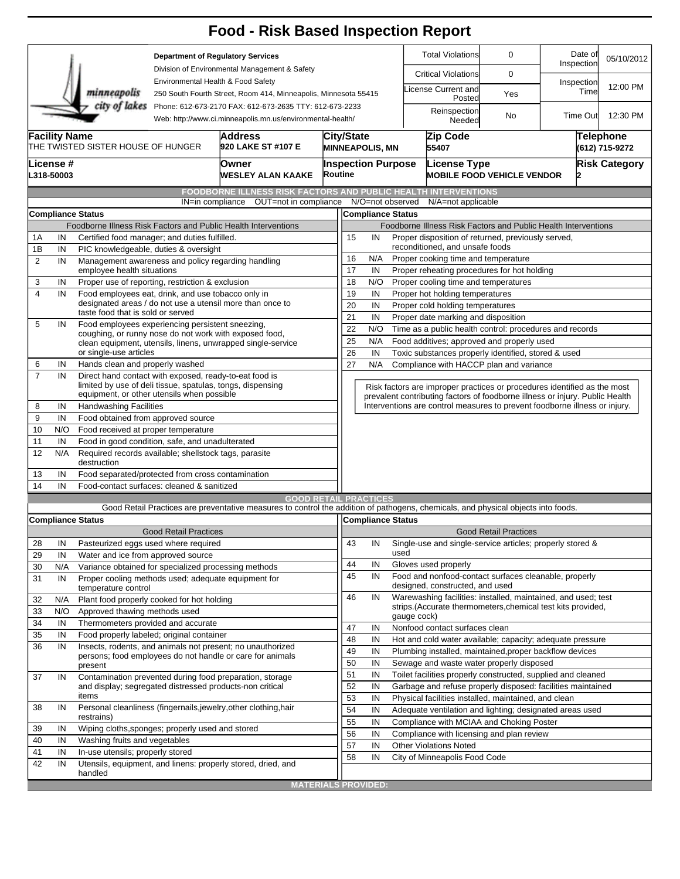# Food - Risk Based Inspection Report

**Department of Regulatory Services**
Division of Environmental Management & Safety
Environmental Health & Food Safety
250 South Fourth Street, Room 414, Minneapolis, Minnesota 55415
Phone: 612-673-2170 FAX: 612-673-2635 TTY: 612-673-2233
Web: http://www.ci.minneapolis.mn.us/environmental-health/

| | | | |
|---|---|---|---|
| Total Violations | 0 | Date of Inspection | 05/10/2012 |
| Critical Violations | 0 | Inspection Time | 12:00 PM |
| License Current and Posted | Yes | | |
| Reinspection Needed | No | Time Out | 12:30 PM |

| Facility Name | Address | City/State | Zip Code | Telephone |
|---|---|---|---|---|
| THE TWISTED SISTER HOUSE OF HUNGER | 920 LAKE ST #107 E | MINNEAPOLIS, MN | 55407 | (612) 715-9272 |

| License # | Owner | Inspection Purpose | License Type | Risk Category |
|---|---|---|---|---|
| L318-50003 | WESLEY ALAN KAAKE | Routine | MOBILE FOOD VEHICLE VENDOR | 2 |

## FOODBORNE ILLNESS RISK FACTORS AND PUBLIC HEALTH INTERVENTIONS

IN=in compliance OUT=not in compliance N/O=not observed N/A=not applicable

**Compliance Status** — Foodborne Illness Risk Factors and Public Health Interventions

| # | Status | Item |
|---|---|---|
| 1A | IN | Certified food manager; and duties fulfilled. |
| 1B | IN | PIC knowledgeable, duties & oversight |
| 2 | IN | Management awareness and policy regarding handling employee health situations |
| 3 | IN | Proper use of reporting, restriction & exclusion |
| 4 | IN | Food employees eat, drink, and use tobacco only in designated areas / do not use a utensil more than once to taste food that is sold or served |
| 5 | IN | Food employees experiencing persistent sneezing, coughing, or runny nose do not work with exposed food, clean equipment, utensils, linens, unwrapped single-service or single-use articles |
| 6 | IN | Hands clean and properly washed |
| 7 | IN | Direct hand contact with exposed, ready-to-eat food is limited by use of deli tissue, spatulas, tongs, dispensing equipment, or other utensils when possible |
| 8 | IN | Handwashing Facilities |
| 9 | IN | Food obtained from approved source |
| 10 | N/O | Food received at proper temperature |
| 11 | IN | Food in good condition, safe, and unadulterated |
| 12 | N/A | Required records available; shellstock tags, parasite destruction |
| 13 | IN | Food separated/protected from cross contamination |
| 14 | IN | Food-contact surfaces: cleaned & sanitized |
| 15 | IN | Proper disposition of returned, previously served, reconditioned, and unsafe foods |
| 16 | N/A | Proper cooking time and temperature |
| 17 | IN | Proper reheating procedures for hot holding |
| 18 | N/O | Proper cooling time and temperatures |
| 19 | IN | Proper hot holding temperatures |
| 20 | IN | Proper cold holding temperatures |
| 21 | IN | Proper date marking and disposition |
| 22 | N/O | Time as a public health control: procedures and records |
| 25 | N/A | Food additives; approved and properly used |
| 26 | IN | Toxic substances properly identified, stored & used |
| 27 | N/A | Compliance with HACCP plan and variance |

Risk factors are improper practices or procedures identified as the most prevalent contributing factors of foodborne illness or injury. Public Health Interventions are control measures to prevent foodborne illness or injury.

## GOOD RETAIL PRACTICES

Good Retail Practices are preventative measures to control the addition of pathogens, chemicals, and physical objects into foods.

**Compliance Status** — Good Retail Practices

| # | Status | Item |
|---|---|---|
| 28 | IN | Pasteurized eggs used where required |
| 29 | IN | Water and ice from approved source |
| 30 | N/A | Variance obtained for specialized processing methods |
| 31 | IN | Proper cooling methods used; adequate equipment for temperature control |
| 32 | N/A | Plant food properly cooked for hot holding |
| 33 | N/O | Approved thawing methods used |
| 34 | IN | Thermometers provided and accurate |
| 35 | IN | Food properly labeled; original container |
| 36 | IN | Insects, rodents, and animals not present; no unauthorized persons; food employees do not handle or care for animals present |
| 37 | IN | Contamination prevented during food preparation, storage and display; segregated distressed products-non critical items |
| 38 | IN | Personal cleanliness (fingernails,jewelry,other clothing,hair restrains) |
| 39 | IN | Wiping cloths,sponges; properly used and stored |
| 40 | IN | Washing fruits and vegetables |
| 41 | IN | In-use utensils; properly stored |
| 42 | IN | Utensils, equipment, and linens: properly stored, dried, and handled |
| 43 | IN | Single-use and single-service articles; properly stored & used |
| 44 | IN | Gloves used properly |
| 45 | IN | Food and nonfood-contact surfaces cleanable, properly designed, constructed, and used |
| 46 | IN | Warewashing facilities: installed, maintained, and used; test strips.(Accurate thermometers,chemical test kits provided, gauge cock) |
| 47 | IN | Nonfood contact surfaces clean |
| 48 | IN | Hot and cold water available; capacity; adequate pressure |
| 49 | IN | Plumbing installed, maintained,proper backflow devices |
| 50 | IN | Sewage and waste water properly disposed |
| 51 | IN | Toilet facilities properly constructed, supplied and cleaned |
| 52 | IN | Garbage and refuse properly disposed: facilities maintained |
| 53 | IN | Physical facilities installed, maintained, and clean |
| 54 | IN | Adequate ventilation and lighting; designated areas used |
| 55 | IN | Compliance with MCIAA and Choking Poster |
| 56 | IN | Compliance with licensing and plan review |
| 57 | IN | Other Violations Noted |
| 58 | IN | City of Minneapolis Food Code |

## MATERIALS PROVIDED: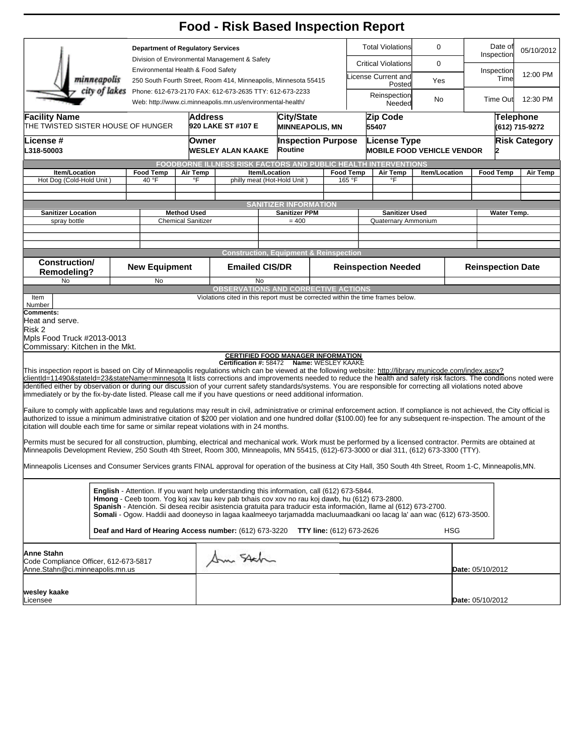# Food - Risk Based Inspection Report

**Department of Regulatory Services**
Division of Environmental Management & Safety
Environmental Health & Food Safety
250 South Fourth Street, Room 414, Minneapolis, Minnesota 55415
Phone: 612-673-2170 FAX: 612-673-2635 TTY: 612-673-2233
Web: http://www.ci.minneapolis.mn.us/environmental-health/

| | | | |
|---|---|---|---|
| Total Violations | 0 | Date of Inspection | 05/10/2012 |
| Critical Violations | 0 | Inspection Time | 12:00 PM |
| License Current and Posted | Yes | | |
| Reinspection Needed | No | Time Out | 12:30 PM |

| Facility Name | Address | City/State | Zip Code | Telephone |
|---|---|---|---|---|
| THE TWISTED SISTER HOUSE OF HUNGER | 920 LAKE ST #107 E | MINNEAPOLIS, MN | 55407 | (612) 715-9272 |

| License # | Owner | Inspection Purpose | License Type | Risk Category |
|---|---|---|---|---|
| L318-50003 | WESLEY ALAN KAAKE | Routine | MOBILE FOOD VEHICLE VENDOR | 2 |

## FOODBORNE ILLNESS RISK FACTORS AND PUBLIC HEALTH INTERVENTIONS

| Item/Location | Food Temp | Air Temp | Item/Location | Food Temp | Air Temp | Item/Location | Food Temp | Air Temp |
|---|---|---|---|---|---|---|---|---|
| Hot Dog (Cold-Hold Unit ) | 40 °F | °F | philly meat (Hot-Hold Unit ) | 165 °F | °F | | | |

## SANITIZER INFORMATION

| Sanitizer Location | Method Used | Sanitizer PPM | Sanitizer Used | Water Temp. |
|---|---|---|---|---|
| spray bottle | Chemical Sanitizer | = 400 | Quaternary Ammonium | |

## Construction, Equipment & Reinspection

| Construction/ Remodeling? | New Equipment | Emailed CIS/DR | Reinspection Needed | Reinspection Date |
|---|---|---|---|---|
| No | No | No | | |

## OBSERVATIONS AND CORRECTIVE ACTIONS

| Item Number | Violations cited in this report must be corrected within the time frames below. |
|---|---|

**Comments:**
Heat and serve.
Risk 2
Mpls Food Truck #2013-0013
Commissary: Kitchen in the Mkt.

**CERTIFIED FOOD MANAGER INFORMATION**
**Certification #:** 58472 **Name:** WESLEY KAAKE

This inspection report is based on City of Minneapolis regulations which can be viewed at the following website: http://library.municode.com/index.aspx?clientId=11490&stateId=23&stateName=minnesota It lists corrections and improvements needed to reduce the health and safety risk factors. The conditions noted were identified either by observation or during our discussion of your current safety standards/systems. You are responsible for correcting all violations noted above immediately or by the fix-by-date listed. Please call me if you have questions or need additional information.

Failure to comply with applicable laws and regulations may result in civil, administrative or criminal enforcement action. If compliance is not achieved, the City official is authorized to issue a minimum administrative citation of $200 per violation and one hundred dollar ($100.00) fee for any subsequent re-inspection. The amount of the citation will double each time for same or similar repeat violations with in 24 months.

Permits must be secured for all construction, plumbing, electrical and mechanical work. Work must be performed by a licensed contractor. Permits are obtained at Minneapolis Development Review, 250 South 4th Street, Room 300, Minneapolis, MN 55415, (612)-673-3000 or dial 311, (612) 673-3300 (TTY).

Minneapolis Licenses and Consumer Services grants FINAL approval for operation of the business at City Hall, 350 South 4th Street, Room 1-C, Minneapolis,MN.

**English** - Attention. If you want help understanding this information, call (612) 673-5844.
**Hmong** - Ceeb toom. Yog koj xav tau kev pab txhais cov xov no rau koj dawb, hu (612) 673-2800.
**Spanish** - Atención. Si desea recibir asistencia gratuita para traducir esta información, llame al (612) 673-2700.
**Somali** - Ogow. Haddii aad dooneyso in lagaa kaalmeeyo tarjamadda macluumaadkani oo lacag la' aan wac (612) 673-3500.

**Deaf and Hard of Hearing Access number:** (612) 673-3220 **TTY line:** (612) 673-2626 HSG

**Anne Stahn**
Code Compliance Officer, 612-673-5817
Anne.Stahn@ci.minneapolis.mn.us
**Date:** 05/10/2012

**wesley kaake**
Licensee
**Date:** 05/10/2012